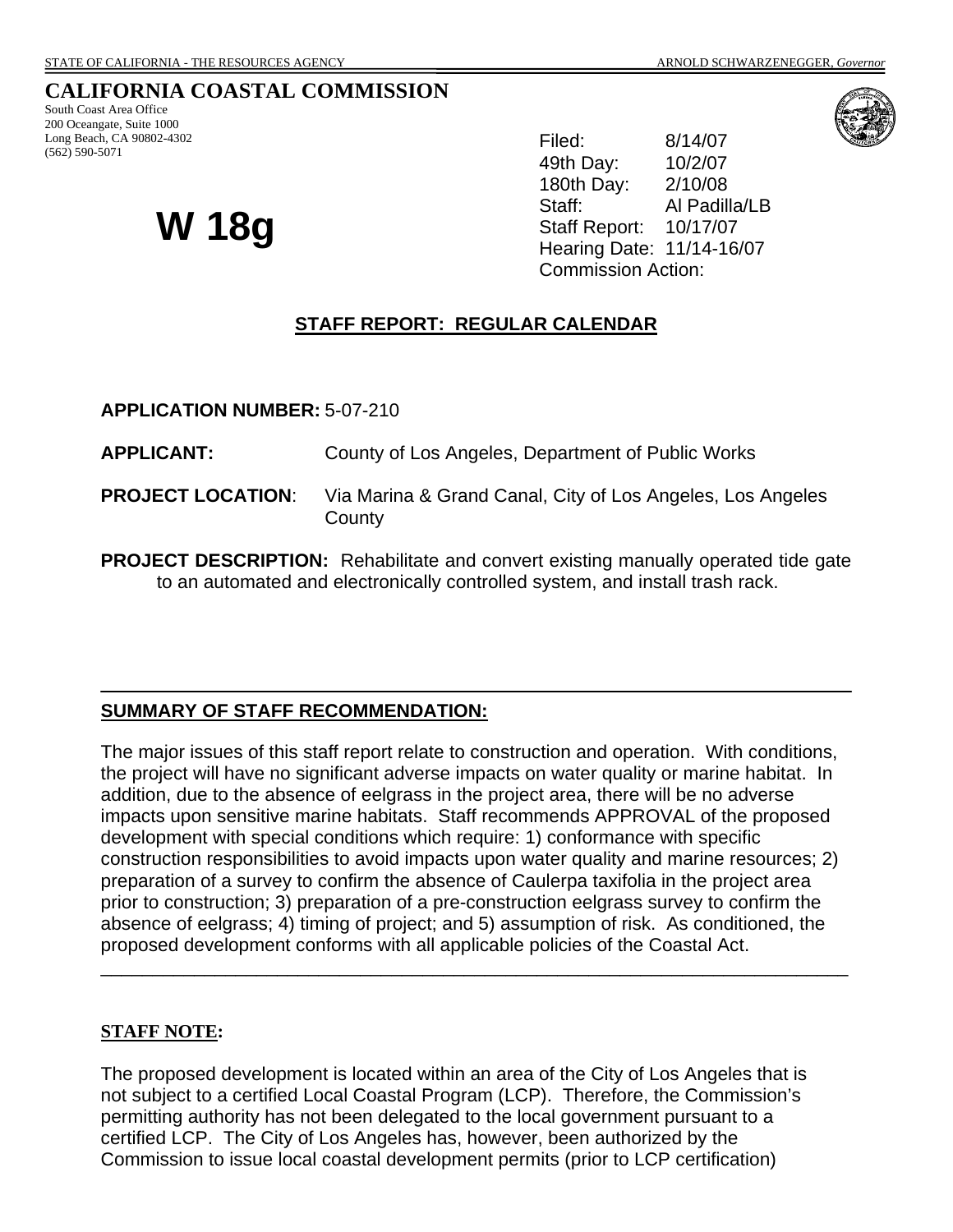STATE OF CALIFORNIA - THE RESOURCES AGENCY ARNOLD SCHWARZENEGGER, *Governor*

# CALIFORNIA COASTAL COMMISSION

South Coast Area Office
200 Oceangate, Suite 1000
Long Beach, CA 90802-4302
(562) 590-5071

# W 18g

Filed: 8/14/07
49th Day: 10/2/07
180th Day: 2/10/08
Staff: Al Padilla/LB
Staff Report: 10/17/07
Hearing Date: 11/14-16/07
Commission Action:

## STAFF REPORT: REGULAR CALENDAR

**APPLICATION NUMBER:** 5-07-210

**APPLICANT:** County of Los Angeles, Department of Public Works

**PROJECT LOCATION**: Via Marina & Grand Canal, City of Los Angeles, Los Angeles County

**PROJECT DESCRIPTION:** Rehabilitate and convert existing manually operated tide gate to an automated and electronically controlled system, and install trash rack.

---

### SUMMARY OF STAFF RECOMMENDATION:

The major issues of this staff report relate to construction and operation. With conditions, the project will have no significant adverse impacts on water quality or marine habitat. In addition, due to the absence of eelgrass in the project area, there will be no adverse impacts upon sensitive marine habitats. Staff recommends APPROVAL of the proposed development with special conditions which require: 1) conformance with specific construction responsibilities to avoid impacts upon water quality and marine resources; 2) preparation of a survey to confirm the absence of Caulerpa taxifolia in the project area prior to construction; 3) preparation of a pre-construction eelgrass survey to confirm the absence of eelgrass; 4) timing of project; and 5) assumption of risk. As conditioned, the proposed development conforms with all applicable policies of the Coastal Act.

---

### STAFF NOTE:

The proposed development is located within an area of the City of Los Angeles that is not subject to a certified Local Coastal Program (LCP). Therefore, the Commission's permitting authority has not been delegated to the local government pursuant to a certified LCP. The City of Los Angeles has, however, been authorized by the Commission to issue local coastal development permits (prior to LCP certification)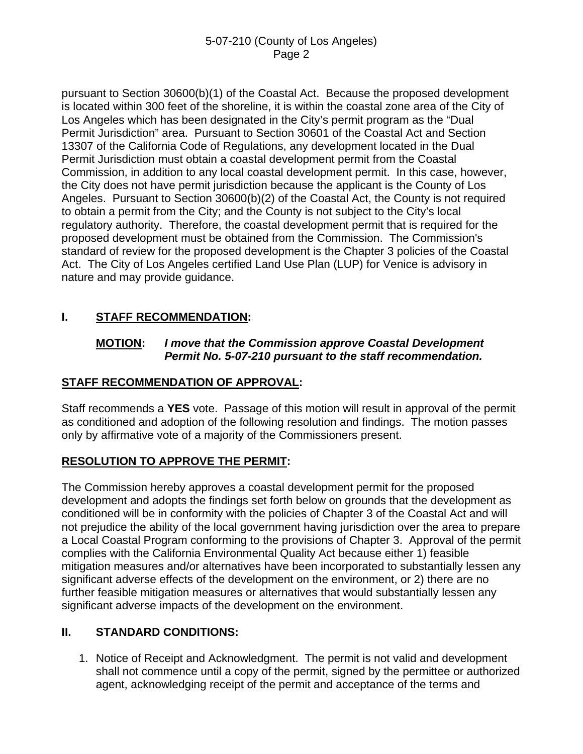pursuant to Section 30600(b)(1) of the Coastal Act. Because the proposed development is located within 300 feet of the shoreline, it is within the coastal zone area of the City of Los Angeles which has been designated in the City's permit program as the "Dual Permit Jurisdiction" area. Pursuant to Section 30601 of the Coastal Act and Section 13307 of the California Code of Regulations, any development located in the Dual Permit Jurisdiction must obtain a coastal development permit from the Coastal Commission, in addition to any local coastal development permit. In this case, however, the City does not have permit jurisdiction because the applicant is the County of Los Angeles. Pursuant to Section 30600(b)(2) of the Coastal Act, the County is not required to obtain a permit from the City; and the County is not subject to the City's local regulatory authority. Therefore, the coastal development permit that is required for the proposed development must be obtained from the Commission. The Commission's standard of review for the proposed development is the Chapter 3 policies of the Coastal Act. The City of Los Angeles certified Land Use Plan (LUP) for Venice is advisory in nature and may provide guidance.

## I. STAFF RECOMMENDATION:

**MOTION:** ***I move that the Commission approve Coastal Development Permit No. 5-07-210 pursuant to the staff recommendation.***

### STAFF RECOMMENDATION OF APPROVAL:

Staff recommends a **YES** vote. Passage of this motion will result in approval of the permit as conditioned and adoption of the following resolution and findings. The motion passes only by affirmative vote of a majority of the Commissioners present.

### RESOLUTION TO APPROVE THE PERMIT:

The Commission hereby approves a coastal development permit for the proposed development and adopts the findings set forth below on grounds that the development as conditioned will be in conformity with the policies of Chapter 3 of the Coastal Act and will not prejudice the ability of the local government having jurisdiction over the area to prepare a Local Coastal Program conforming to the provisions of Chapter 3. Approval of the permit complies with the California Environmental Quality Act because either 1) feasible mitigation measures and/or alternatives have been incorporated to substantially lessen any significant adverse effects of the development on the environment, or 2) there are no further feasible mitigation measures or alternatives that would substantially lessen any significant adverse impacts of the development on the environment.

## II. STANDARD CONDITIONS:

1. Notice of Receipt and Acknowledgment. The permit is not valid and development shall not commence until a copy of the permit, signed by the permittee or authorized agent, acknowledging receipt of the permit and acceptance of the terms and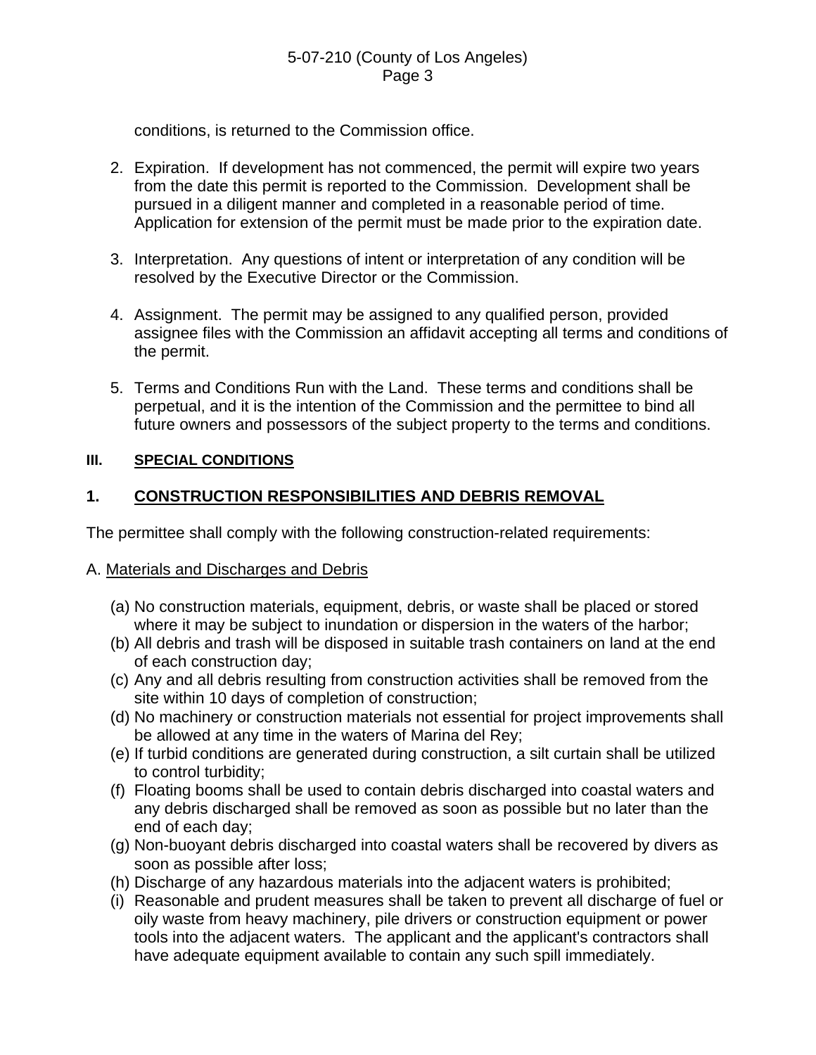conditions, is returned to the Commission office.

2. Expiration. If development has not commenced, the permit will expire two years from the date this permit is reported to the Commission. Development shall be pursued in a diligent manner and completed in a reasonable period of time. Application for extension of the permit must be made prior to the expiration date.

3. Interpretation. Any questions of intent or interpretation of any condition will be resolved by the Executive Director or the Commission.

4. Assignment. The permit may be assigned to any qualified person, provided assignee files with the Commission an affidavit accepting all terms and conditions of the permit.

5. Terms and Conditions Run with the Land. These terms and conditions shall be perpetual, and it is the intention of the Commission and the permittee to bind all future owners and possessors of the subject property to the terms and conditions.

## III. SPECIAL CONDITIONS

### 1. CONSTRUCTION RESPONSIBILITIES AND DEBRIS REMOVAL

The permittee shall comply with the following construction-related requirements:

A. Materials and Discharges and Debris

(a) No construction materials, equipment, debris, or waste shall be placed or stored where it may be subject to inundation or dispersion in the waters of the harbor;
(b) All debris and trash will be disposed in suitable trash containers on land at the end of each construction day;
(c) Any and all debris resulting from construction activities shall be removed from the site within 10 days of completion of construction;
(d) No machinery or construction materials not essential for project improvements shall be allowed at any time in the waters of Marina del Rey;
(e) If turbid conditions are generated during construction, a silt curtain shall be utilized to control turbidity;
(f) Floating booms shall be used to contain debris discharged into coastal waters and any debris discharged shall be removed as soon as possible but no later than the end of each day;
(g) Non-buoyant debris discharged into coastal waters shall be recovered by divers as soon as possible after loss;
(h) Discharge of any hazardous materials into the adjacent waters is prohibited;
(i) Reasonable and prudent measures shall be taken to prevent all discharge of fuel or oily waste from heavy machinery, pile drivers or construction equipment or power tools into the adjacent waters. The applicant and the applicant's contractors shall have adequate equipment available to contain any such spill immediately.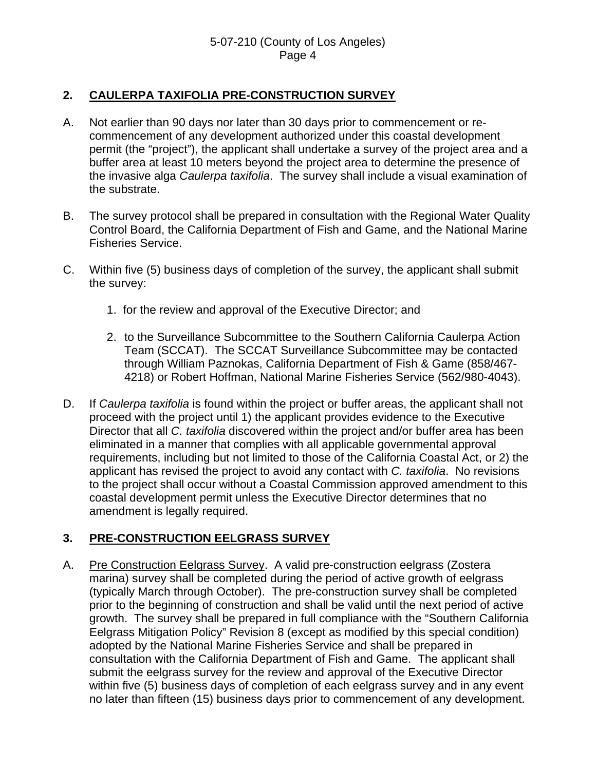## 2. CAULERPA TAXIFOLIA PRE-CONSTRUCTION SURVEY

A. Not earlier than 90 days nor later than 30 days prior to commencement or re-commencement of any development authorized under this coastal development permit (the "project"), the applicant shall undertake a survey of the project area and a buffer area at least 10 meters beyond the project area to determine the presence of the invasive alga *Caulerpa taxifolia*. The survey shall include a visual examination of the substrate.

B. The survey protocol shall be prepared in consultation with the Regional Water Quality Control Board, the California Department of Fish and Game, and the National Marine Fisheries Service.

C. Within five (5) business days of completion of the survey, the applicant shall submit the survey:

   1. for the review and approval of the Executive Director; and

   2. to the Surveillance Subcommittee to the Southern California Caulerpa Action Team (SCCAT). The SCCAT Surveillance Subcommittee may be contacted through William Paznokas, California Department of Fish & Game (858/467-4218) or Robert Hoffman, National Marine Fisheries Service (562/980-4043).

D. If *Caulerpa taxifolia* is found within the project or buffer areas, the applicant shall not proceed with the project until 1) the applicant provides evidence to the Executive Director that all *C. taxifolia* discovered within the project and/or buffer area has been eliminated in a manner that complies with all applicable governmental approval requirements, including but not limited to those of the California Coastal Act, or 2) the applicant has revised the project to avoid any contact with *C. taxifolia*. No revisions to the project shall occur without a Coastal Commission approved amendment to this coastal development permit unless the Executive Director determines that no amendment is legally required.

## 3. PRE-CONSTRUCTION EELGRASS SURVEY

A. Pre Construction Eelgrass Survey. A valid pre-construction eelgrass (Zostera marina) survey shall be completed during the period of active growth of eelgrass (typically March through October). The pre-construction survey shall be completed prior to the beginning of construction and shall be valid until the next period of active growth. The survey shall be prepared in full compliance with the "Southern California Eelgrass Mitigation Policy" Revision 8 (except as modified by this special condition) adopted by the National Marine Fisheries Service and shall be prepared in consultation with the California Department of Fish and Game. The applicant shall submit the eelgrass survey for the review and approval of the Executive Director within five (5) business days of completion of each eelgrass survey and in any event no later than fifteen (15) business days prior to commencement of any development.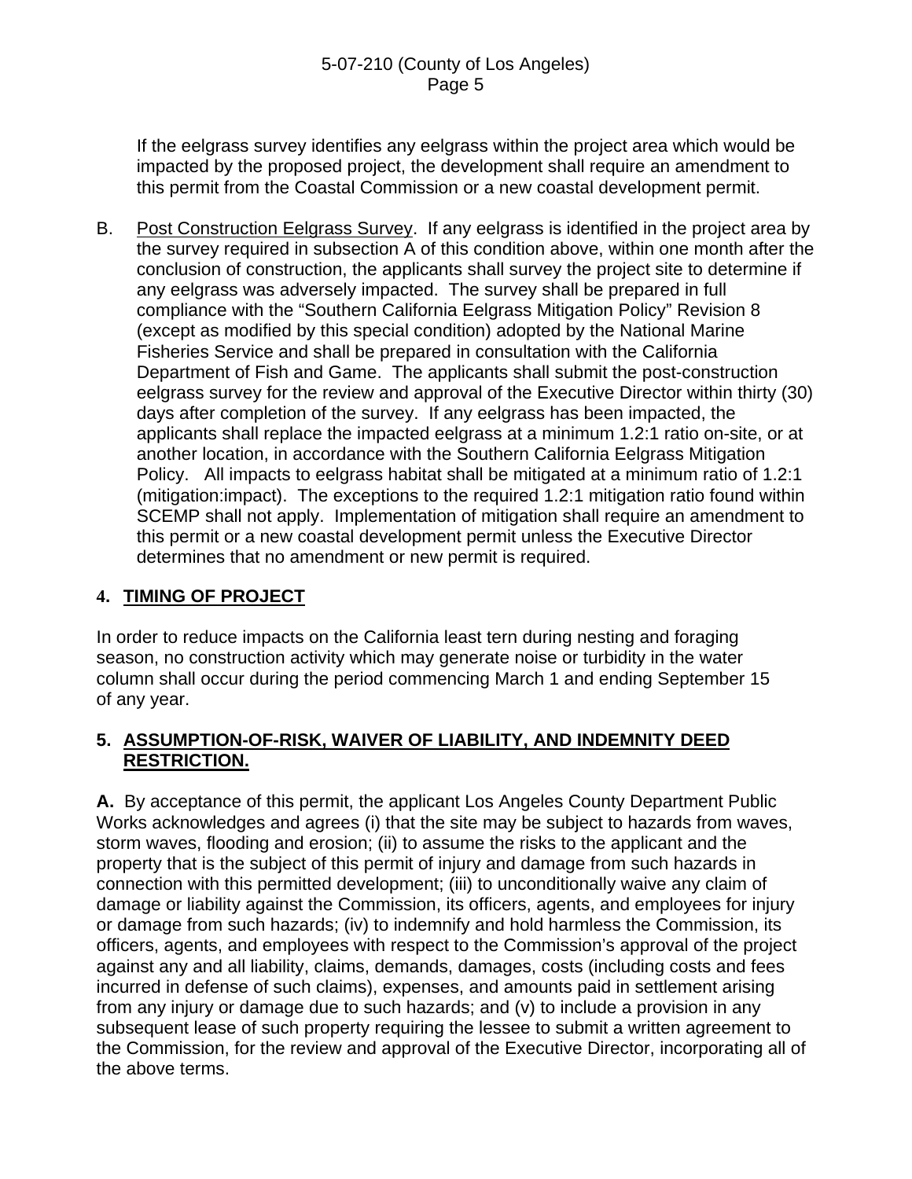If the eelgrass survey identifies any eelgrass within the project area which would be impacted by the proposed project, the development shall require an amendment to this permit from the Coastal Commission or a new coastal development permit.

B. Post Construction Eelgrass Survey. If any eelgrass is identified in the project area by the survey required in subsection A of this condition above, within one month after the conclusion of construction, the applicants shall survey the project site to determine if any eelgrass was adversely impacted. The survey shall be prepared in full compliance with the "Southern California Eelgrass Mitigation Policy" Revision 8 (except as modified by this special condition) adopted by the National Marine Fisheries Service and shall be prepared in consultation with the California Department of Fish and Game. The applicants shall submit the post-construction eelgrass survey for the review and approval of the Executive Director within thirty (30) days after completion of the survey. If any eelgrass has been impacted, the applicants shall replace the impacted eelgrass at a minimum 1.2:1 ratio on-site, or at another location, in accordance with the Southern California Eelgrass Mitigation Policy. All impacts to eelgrass habitat shall be mitigated at a minimum ratio of 1.2:1 (mitigation:impact). The exceptions to the required 1.2:1 mitigation ratio found within SCEMP shall not apply. Implementation of mitigation shall require an amendment to this permit or a new coastal development permit unless the Executive Director determines that no amendment or new permit is required.

### 4. TIMING OF PROJECT

In order to reduce impacts on the California least tern during nesting and foraging season, no construction activity which may generate noise or turbidity in the water column shall occur during the period commencing March 1 and ending September 15 of any year.

### 5. ASSUMPTION-OF-RISK, WAIVER OF LIABILITY, AND INDEMNITY DEED RESTRICTION.

**A.** By acceptance of this permit, the applicant Los Angeles County Department Public Works acknowledges and agrees (i) that the site may be subject to hazards from waves, storm waves, flooding and erosion; (ii) to assume the risks to the applicant and the property that is the subject of this permit of injury and damage from such hazards in connection with this permitted development; (iii) to unconditionally waive any claim of damage or liability against the Commission, its officers, agents, and employees for injury or damage from such hazards; (iv) to indemnify and hold harmless the Commission, its officers, agents, and employees with respect to the Commission's approval of the project against any and all liability, claims, demands, damages, costs (including costs and fees incurred in defense of such claims), expenses, and amounts paid in settlement arising from any injury or damage due to such hazards; and (v) to include a provision in any subsequent lease of such property requiring the lessee to submit a written agreement to the Commission, for the review and approval of the Executive Director, incorporating all of the above terms.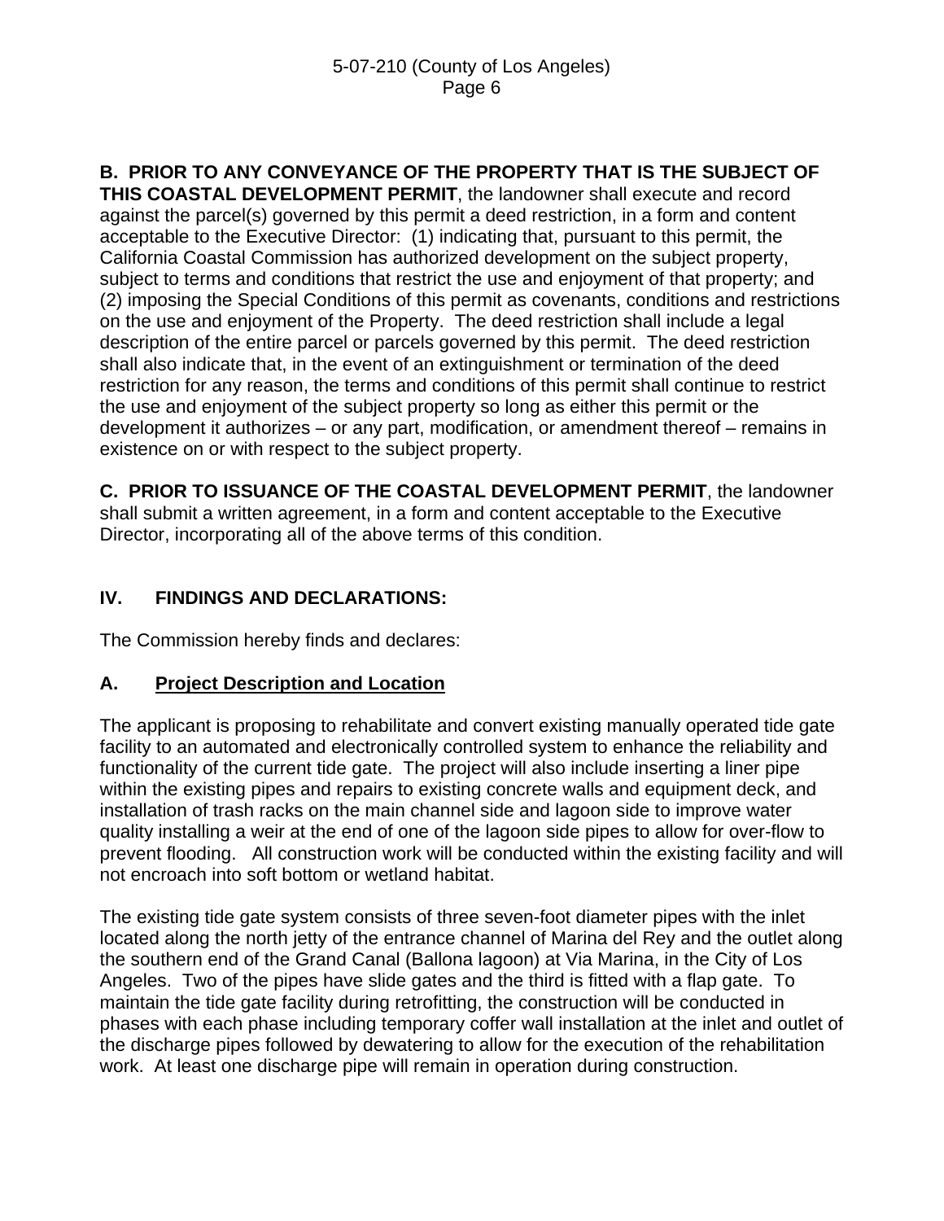**B. PRIOR TO ANY CONVEYANCE OF THE PROPERTY THAT IS THE SUBJECT OF THIS COASTAL DEVELOPMENT PERMIT**, the landowner shall execute and record against the parcel(s) governed by this permit a deed restriction, in a form and content acceptable to the Executive Director: (1) indicating that, pursuant to this permit, the California Coastal Commission has authorized development on the subject property, subject to terms and conditions that restrict the use and enjoyment of that property; and (2) imposing the Special Conditions of this permit as covenants, conditions and restrictions on the use and enjoyment of the Property. The deed restriction shall include a legal description of the entire parcel or parcels governed by this permit. The deed restriction shall also indicate that, in the event of an extinguishment or termination of the deed restriction for any reason, the terms and conditions of this permit shall continue to restrict the use and enjoyment of the subject property so long as either this permit or the development it authorizes – or any part, modification, or amendment thereof – remains in existence on or with respect to the subject property.

**C. PRIOR TO ISSUANCE OF THE COASTAL DEVELOPMENT PERMIT**, the landowner shall submit a written agreement, in a form and content acceptable to the Executive Director, incorporating all of the above terms of this condition.

## IV. FINDINGS AND DECLARATIONS:

The Commission hereby finds and declares:

### A. Project Description and Location

The applicant is proposing to rehabilitate and convert existing manually operated tide gate facility to an automated and electronically controlled system to enhance the reliability and functionality of the current tide gate. The project will also include inserting a liner pipe within the existing pipes and repairs to existing concrete walls and equipment deck, and installation of trash racks on the main channel side and lagoon side to improve water quality installing a weir at the end of one of the lagoon side pipes to allow for over-flow to prevent flooding. All construction work will be conducted within the existing facility and will not encroach into soft bottom or wetland habitat.

The existing tide gate system consists of three seven-foot diameter pipes with the inlet located along the north jetty of the entrance channel of Marina del Rey and the outlet along the southern end of the Grand Canal (Ballona lagoon) at Via Marina, in the City of Los Angeles. Two of the pipes have slide gates and the third is fitted with a flap gate. To maintain the tide gate facility during retrofitting, the construction will be conducted in phases with each phase including temporary coffer wall installation at the inlet and outlet of the discharge pipes followed by dewatering to allow for the execution of the rehabilitation work. At least one discharge pipe will remain in operation during construction.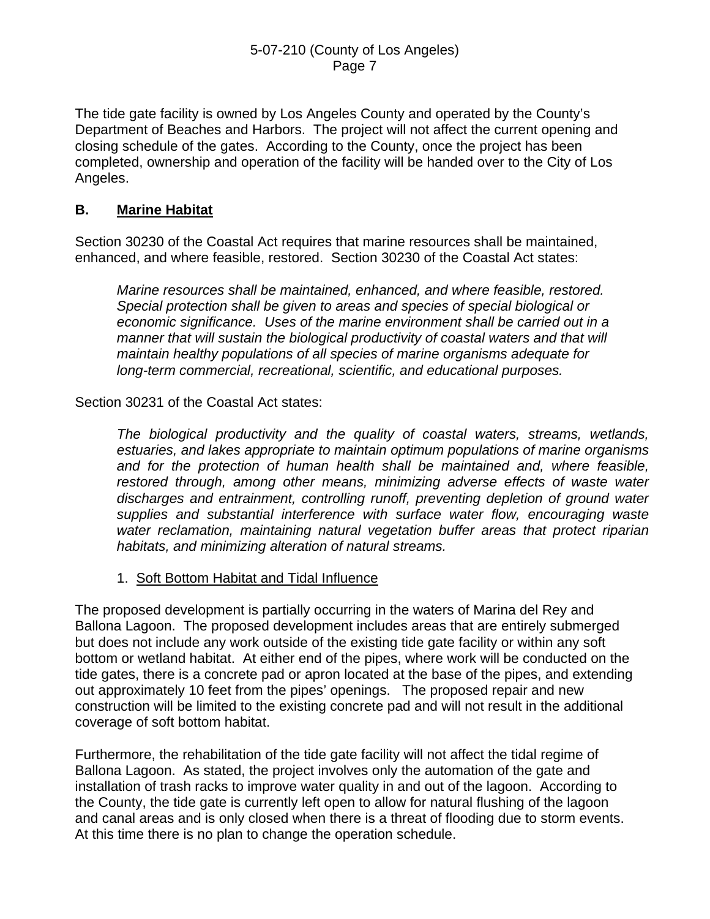The tide gate facility is owned by Los Angeles County and operated by the County's Department of Beaches and Harbors. The project will not affect the current opening and closing schedule of the gates. According to the County, once the project has been completed, ownership and operation of the facility will be handed over to the City of Los Angeles.

## B. Marine Habitat

Section 30230 of the Coastal Act requires that marine resources shall be maintained, enhanced, and where feasible, restored. Section 30230 of the Coastal Act states:

> *Marine resources shall be maintained, enhanced, and where feasible, restored. Special protection shall be given to areas and species of special biological or economic significance. Uses of the marine environment shall be carried out in a manner that will sustain the biological productivity of coastal waters and that will maintain healthy populations of all species of marine organisms adequate for long-term commercial, recreational, scientific, and educational purposes.*

Section 30231 of the Coastal Act states:

> *The biological productivity and the quality of coastal waters, streams, wetlands, estuaries, and lakes appropriate to maintain optimum populations of marine organisms and for the protection of human health shall be maintained and, where feasible, restored through, among other means, minimizing adverse effects of waste water discharges and entrainment, controlling runoff, preventing depletion of ground water supplies and substantial interference with surface water flow, encouraging waste water reclamation, maintaining natural vegetation buffer areas that protect riparian habitats, and minimizing alteration of natural streams.*

### 1. Soft Bottom Habitat and Tidal Influence

The proposed development is partially occurring in the waters of Marina del Rey and Ballona Lagoon. The proposed development includes areas that are entirely submerged but does not include any work outside of the existing tide gate facility or within any soft bottom or wetland habitat. At either end of the pipes, where work will be conducted on the tide gates, there is a concrete pad or apron located at the base of the pipes, and extending out approximately 10 feet from the pipes' openings. The proposed repair and new construction will be limited to the existing concrete pad and will not result in the additional coverage of soft bottom habitat.

Furthermore, the rehabilitation of the tide gate facility will not affect the tidal regime of Ballona Lagoon. As stated, the project involves only the automation of the gate and installation of trash racks to improve water quality in and out of the lagoon. According to the County, the tide gate is currently left open to allow for natural flushing of the lagoon and canal areas and is only closed when there is a threat of flooding due to storm events. At this time there is no plan to change the operation schedule.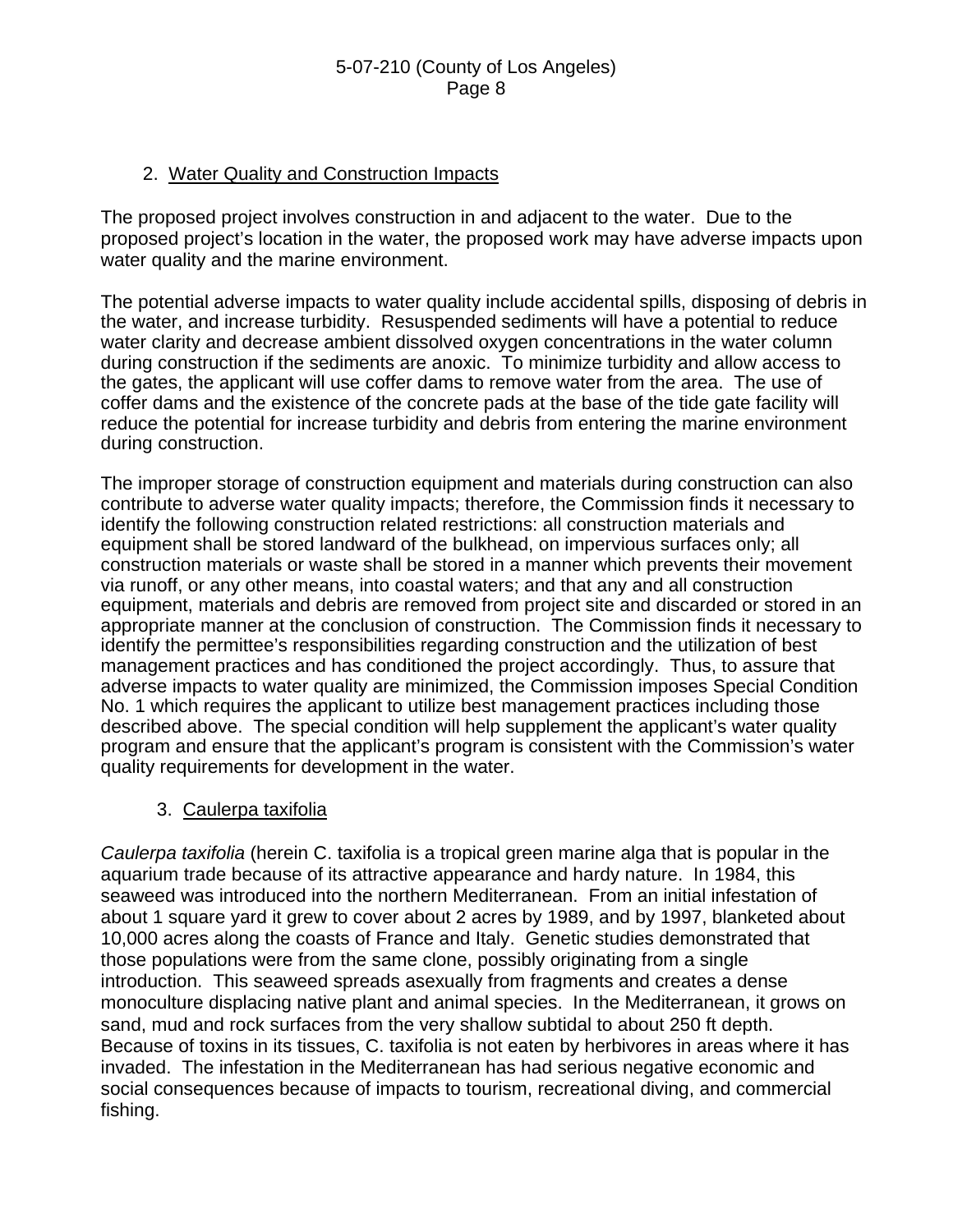## 2. Water Quality and Construction Impacts

The proposed project involves construction in and adjacent to the water. Due to the proposed project's location in the water, the proposed work may have adverse impacts upon water quality and the marine environment.

The potential adverse impacts to water quality include accidental spills, disposing of debris in the water, and increase turbidity. Resuspended sediments will have a potential to reduce water clarity and decrease ambient dissolved oxygen concentrations in the water column during construction if the sediments are anoxic. To minimize turbidity and allow access to the gates, the applicant will use coffer dams to remove water from the area. The use of coffer dams and the existence of the concrete pads at the base of the tide gate facility will reduce the potential for increase turbidity and debris from entering the marine environment during construction.

The improper storage of construction equipment and materials during construction can also contribute to adverse water quality impacts; therefore, the Commission finds it necessary to identify the following construction related restrictions: all construction materials and equipment shall be stored landward of the bulkhead, on impervious surfaces only; all construction materials or waste shall be stored in a manner which prevents their movement via runoff, or any other means, into coastal waters; and that any and all construction equipment, materials and debris are removed from project site and discarded or stored in an appropriate manner at the conclusion of construction. The Commission finds it necessary to identify the permittee's responsibilities regarding construction and the utilization of best management practices and has conditioned the project accordingly. Thus, to assure that adverse impacts to water quality are minimized, the Commission imposes Special Condition No. 1 which requires the applicant to utilize best management practices including those described above. The special condition will help supplement the applicant's water quality program and ensure that the applicant's program is consistent with the Commission's water quality requirements for development in the water.

## 3. Caulerpa taxifolia

*Caulerpa taxifolia* (herein C. taxifolia is a tropical green marine alga that is popular in the aquarium trade because of its attractive appearance and hardy nature. In 1984, this seaweed was introduced into the northern Mediterranean. From an initial infestation of about 1 square yard it grew to cover about 2 acres by 1989, and by 1997, blanketed about 10,000 acres along the coasts of France and Italy. Genetic studies demonstrated that those populations were from the same clone, possibly originating from a single introduction. This seaweed spreads asexually from fragments and creates a dense monoculture displacing native plant and animal species. In the Mediterranean, it grows on sand, mud and rock surfaces from the very shallow subtidal to about 250 ft depth. Because of toxins in its tissues, C. taxifolia is not eaten by herbivores in areas where it has invaded. The infestation in the Mediterranean has had serious negative economic and social consequences because of impacts to tourism, recreational diving, and commercial fishing.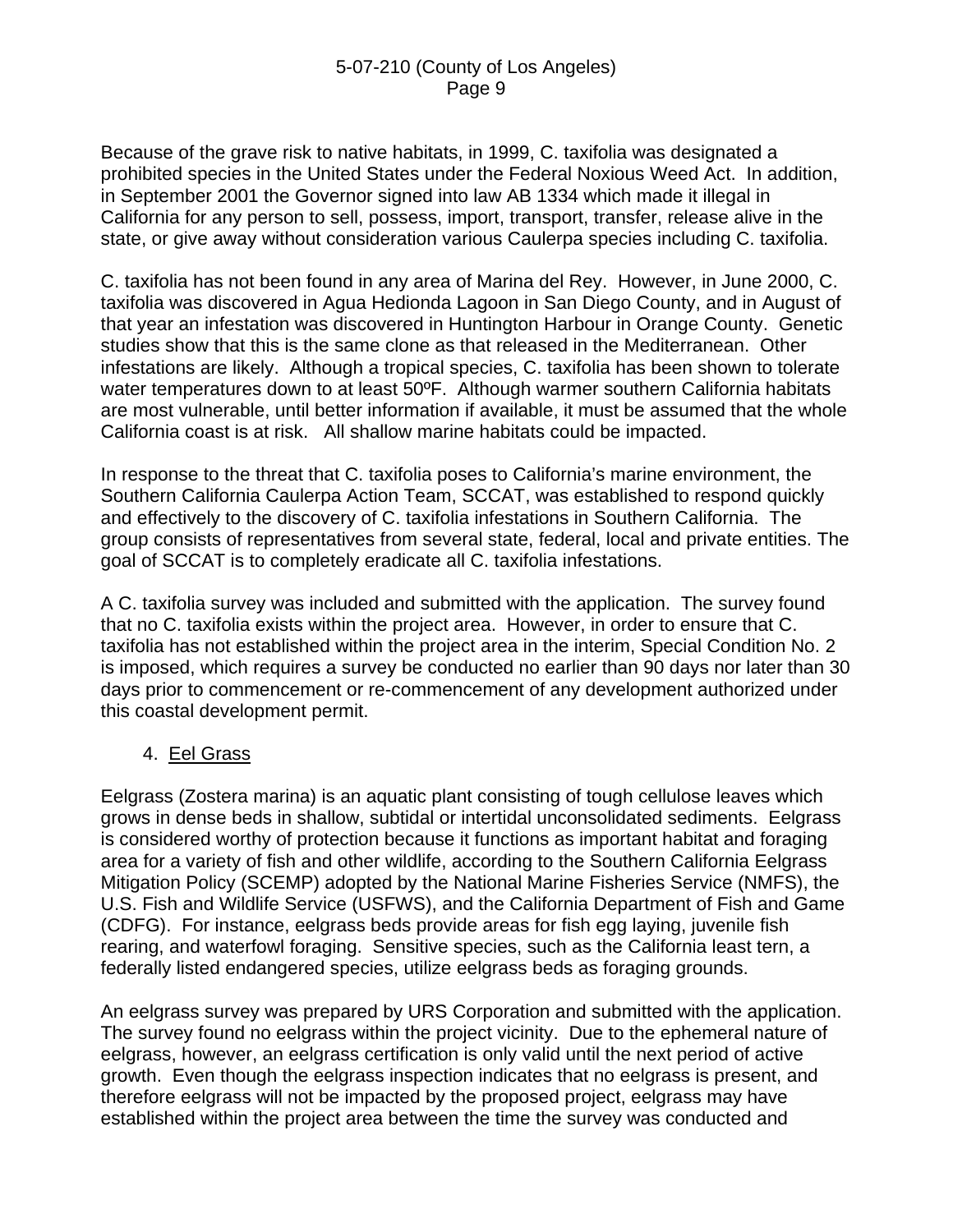Because of the grave risk to native habitats, in 1999, C. taxifolia was designated a prohibited species in the United States under the Federal Noxious Weed Act. In addition, in September 2001 the Governor signed into law AB 1334 which made it illegal in California for any person to sell, possess, import, transport, transfer, release alive in the state, or give away without consideration various Caulerpa species including C. taxifolia.

C. taxifolia has not been found in any area of Marina del Rey. However, in June 2000, C. taxifolia was discovered in Agua Hedionda Lagoon in San Diego County, and in August of that year an infestation was discovered in Huntington Harbour in Orange County. Genetic studies show that this is the same clone as that released in the Mediterranean. Other infestations are likely. Although a tropical species, C. taxifolia has been shown to tolerate water temperatures down to at least 50ºF. Although warmer southern California habitats are most vulnerable, until better information if available, it must be assumed that the whole California coast is at risk. All shallow marine habitats could be impacted.

In response to the threat that C. taxifolia poses to California's marine environment, the Southern California Caulerpa Action Team, SCCAT, was established to respond quickly and effectively to the discovery of C. taxifolia infestations in Southern California. The group consists of representatives from several state, federal, local and private entities. The goal of SCCAT is to completely eradicate all C. taxifolia infestations.

A C. taxifolia survey was included and submitted with the application. The survey found that no C. taxifolia exists within the project area. However, in order to ensure that C. taxifolia has not established within the project area in the interim, Special Condition No. 2 is imposed, which requires a survey be conducted no earlier than 90 days nor later than 30 days prior to commencement or re-commencement of any development authorized under this coastal development permit.

4. Eel Grass

Eelgrass (Zostera marina) is an aquatic plant consisting of tough cellulose leaves which grows in dense beds in shallow, subtidal or intertidal unconsolidated sediments. Eelgrass is considered worthy of protection because it functions as important habitat and foraging area for a variety of fish and other wildlife, according to the Southern California Eelgrass Mitigation Policy (SCEMP) adopted by the National Marine Fisheries Service (NMFS), the U.S. Fish and Wildlife Service (USFWS), and the California Department of Fish and Game (CDFG). For instance, eelgrass beds provide areas for fish egg laying, juvenile fish rearing, and waterfowl foraging. Sensitive species, such as the California least tern, a federally listed endangered species, utilize eelgrass beds as foraging grounds.

An eelgrass survey was prepared by URS Corporation and submitted with the application. The survey found no eelgrass within the project vicinity. Due to the ephemeral nature of eelgrass, however, an eelgrass certification is only valid until the next period of active growth. Even though the eelgrass inspection indicates that no eelgrass is present, and therefore eelgrass will not be impacted by the proposed project, eelgrass may have established within the project area between the time the survey was conducted and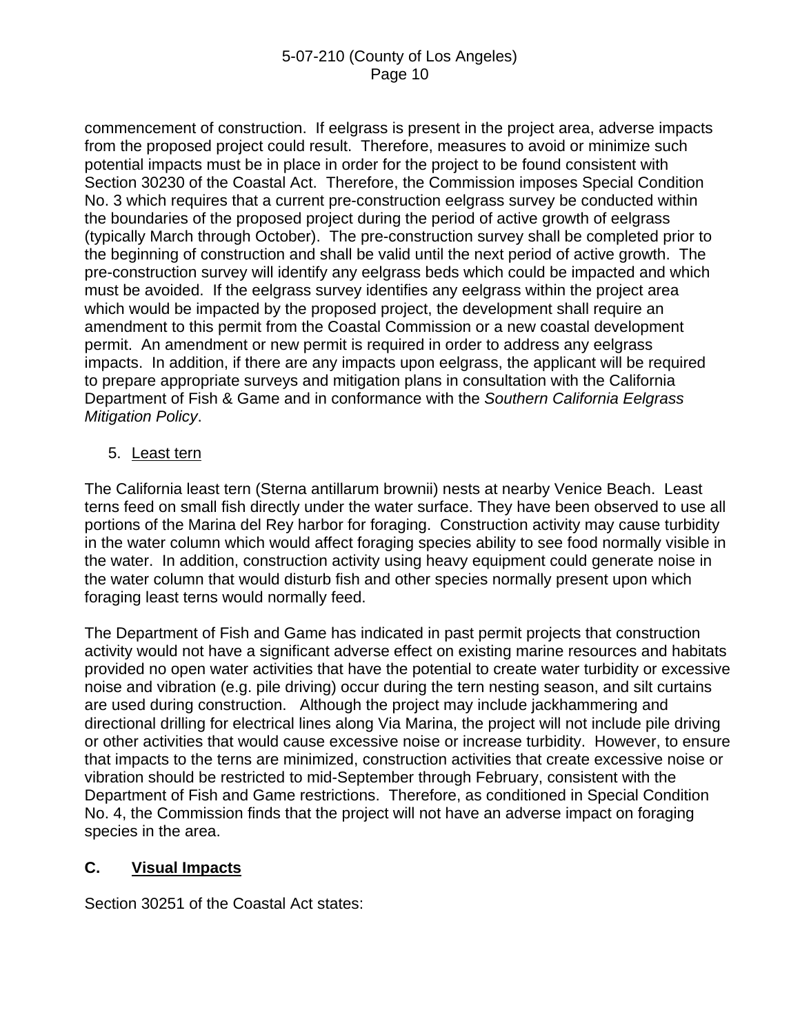commencement of construction. If eelgrass is present in the project area, adverse impacts from the proposed project could result. Therefore, measures to avoid or minimize such potential impacts must be in place in order for the project to be found consistent with Section 30230 of the Coastal Act. Therefore, the Commission imposes Special Condition No. 3 which requires that a current pre-construction eelgrass survey be conducted within the boundaries of the proposed project during the period of active growth of eelgrass (typically March through October). The pre-construction survey shall be completed prior to the beginning of construction and shall be valid until the next period of active growth. The pre-construction survey will identify any eelgrass beds which could be impacted and which must be avoided. If the eelgrass survey identifies any eelgrass within the project area which would be impacted by the proposed project, the development shall require an amendment to this permit from the Coastal Commission or a new coastal development permit. An amendment or new permit is required in order to address any eelgrass impacts. In addition, if there are any impacts upon eelgrass, the applicant will be required to prepare appropriate surveys and mitigation plans in consultation with the California Department of Fish & Game and in conformance with the *Southern California Eelgrass Mitigation Policy*.

5. Least tern

The California least tern (Sterna antillarum brownii) nests at nearby Venice Beach. Least terns feed on small fish directly under the water surface. They have been observed to use all portions of the Marina del Rey harbor for foraging. Construction activity may cause turbidity in the water column which would affect foraging species ability to see food normally visible in the water. In addition, construction activity using heavy equipment could generate noise in the water column that would disturb fish and other species normally present upon which foraging least terns would normally feed.

The Department of Fish and Game has indicated in past permit projects that construction activity would not have a significant adverse effect on existing marine resources and habitats provided no open water activities that have the potential to create water turbidity or excessive noise and vibration (e.g. pile driving) occur during the tern nesting season, and silt curtains are used during construction. Although the project may include jackhammering and directional drilling for electrical lines along Via Marina, the project will not include pile driving or other activities that would cause excessive noise or increase turbidity. However, to ensure that impacts to the terns are minimized, construction activities that create excessive noise or vibration should be restricted to mid-September through February, consistent with the Department of Fish and Game restrictions. Therefore, as conditioned in Special Condition No. 4, the Commission finds that the project will not have an adverse impact on foraging species in the area.

## C. Visual Impacts

Section 30251 of the Coastal Act states: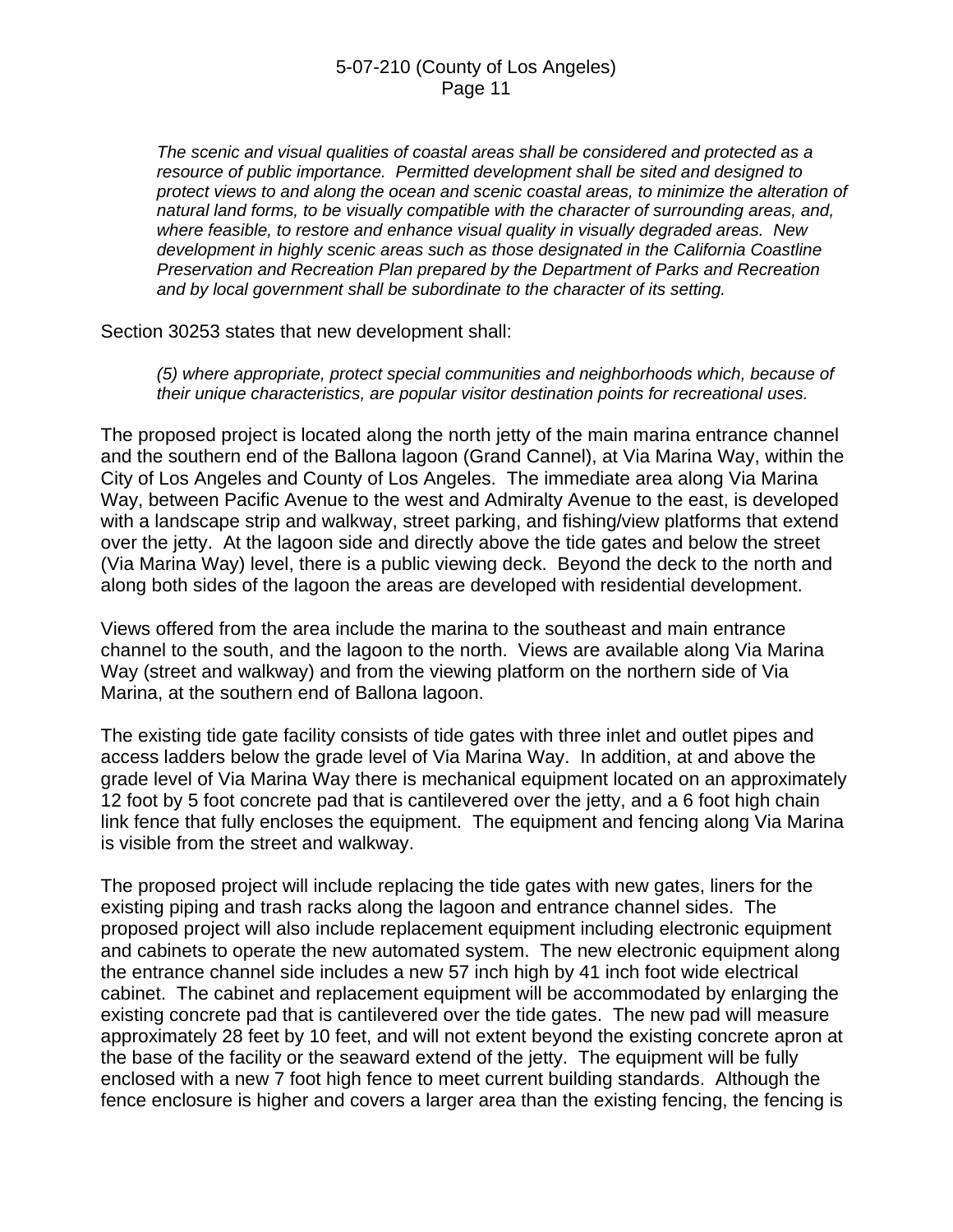*The scenic and visual qualities of coastal areas shall be considered and protected as a resource of public importance. Permitted development shall be sited and designed to protect views to and along the ocean and scenic coastal areas, to minimize the alteration of natural land forms, to be visually compatible with the character of surrounding areas, and, where feasible, to restore and enhance visual quality in visually degraded areas. New development in highly scenic areas such as those designated in the California Coastline Preservation and Recreation Plan prepared by the Department of Parks and Recreation and by local government shall be subordinate to the character of its setting.*

Section 30253 states that new development shall:

*(5) where appropriate, protect special communities and neighborhoods which, because of their unique characteristics, are popular visitor destination points for recreational uses.*

The proposed project is located along the north jetty of the main marina entrance channel and the southern end of the Ballona lagoon (Grand Cannel), at Via Marina Way, within the City of Los Angeles and County of Los Angeles. The immediate area along Via Marina Way, between Pacific Avenue to the west and Admiralty Avenue to the east, is developed with a landscape strip and walkway, street parking, and fishing/view platforms that extend over the jetty. At the lagoon side and directly above the tide gates and below the street (Via Marina Way) level, there is a public viewing deck. Beyond the deck to the north and along both sides of the lagoon the areas are developed with residential development.

Views offered from the area include the marina to the southeast and main entrance channel to the south, and the lagoon to the north. Views are available along Via Marina Way (street and walkway) and from the viewing platform on the northern side of Via Marina, at the southern end of Ballona lagoon.

The existing tide gate facility consists of tide gates with three inlet and outlet pipes and access ladders below the grade level of Via Marina Way. In addition, at and above the grade level of Via Marina Way there is mechanical equipment located on an approximately 12 foot by 5 foot concrete pad that is cantilevered over the jetty, and a 6 foot high chain link fence that fully encloses the equipment. The equipment and fencing along Via Marina is visible from the street and walkway.

The proposed project will include replacing the tide gates with new gates, liners for the existing piping and trash racks along the lagoon and entrance channel sides. The proposed project will also include replacement equipment including electronic equipment and cabinets to operate the new automated system. The new electronic equipment along the entrance channel side includes a new 57 inch high by 41 inch foot wide electrical cabinet. The cabinet and replacement equipment will be accommodated by enlarging the existing concrete pad that is cantilevered over the tide gates. The new pad will measure approximately 28 feet by 10 feet, and will not extent beyond the existing concrete apron at the base of the facility or the seaward extend of the jetty. The equipment will be fully enclosed with a new 7 foot high fence to meet current building standards. Although the fence enclosure is higher and covers a larger area than the existing fencing, the fencing is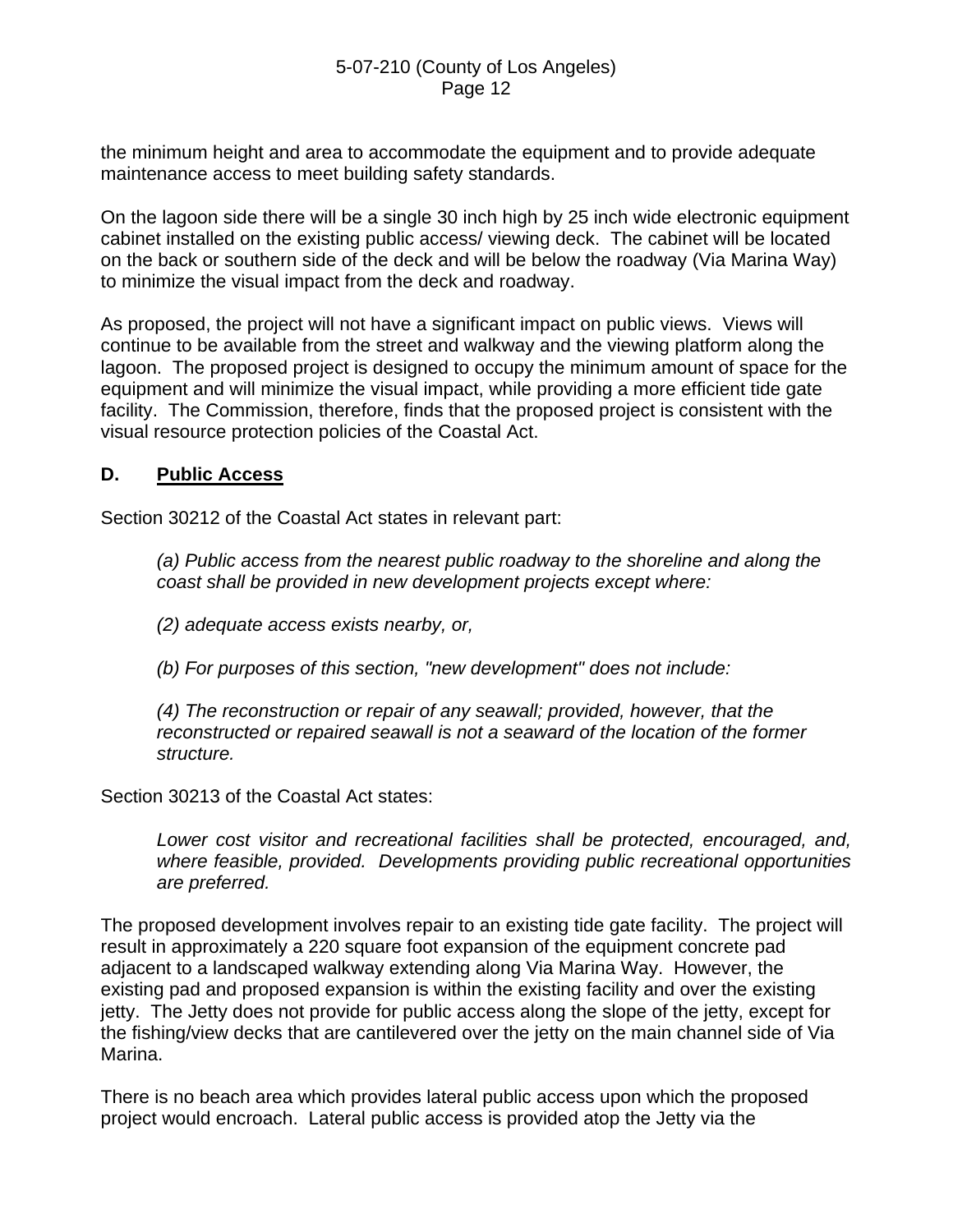the minimum height and area to accommodate the equipment and to provide adequate maintenance access to meet building safety standards.

On the lagoon side there will be a single 30 inch high by 25 inch wide electronic equipment cabinet installed on the existing public access/ viewing deck. The cabinet will be located on the back or southern side of the deck and will be below the roadway (Via Marina Way) to minimize the visual impact from the deck and roadway.

As proposed, the project will not have a significant impact on public views. Views will continue to be available from the street and walkway and the viewing platform along the lagoon. The proposed project is designed to occupy the minimum amount of space for the equipment and will minimize the visual impact, while providing a more efficient tide gate facility. The Commission, therefore, finds that the proposed project is consistent with the visual resource protection policies of the Coastal Act.

## D. **Public Access**

Section 30212 of the Coastal Act states in relevant part:

> *(a) Public access from the nearest public roadway to the shoreline and along the coast shall be provided in new development projects except where:*
>
> *(2) adequate access exists nearby, or,*
>
> *(b) For purposes of this section, "new development" does not include:*
>
> *(4) The reconstruction or repair of any seawall; provided, however, that the reconstructed or repaired seawall is not a seaward of the location of the former structure.*

Section 30213 of the Coastal Act states:

> *Lower cost visitor and recreational facilities shall be protected, encouraged, and, where feasible, provided. Developments providing public recreational opportunities are preferred.*

The proposed development involves repair to an existing tide gate facility. The project will result in approximately a 220 square foot expansion of the equipment concrete pad adjacent to a landscaped walkway extending along Via Marina Way. However, the existing pad and proposed expansion is within the existing facility and over the existing jetty. The Jetty does not provide for public access along the slope of the jetty, except for the fishing/view decks that are cantilevered over the jetty on the main channel side of Via Marina.

There is no beach area which provides lateral public access upon which the proposed project would encroach. Lateral public access is provided atop the Jetty via the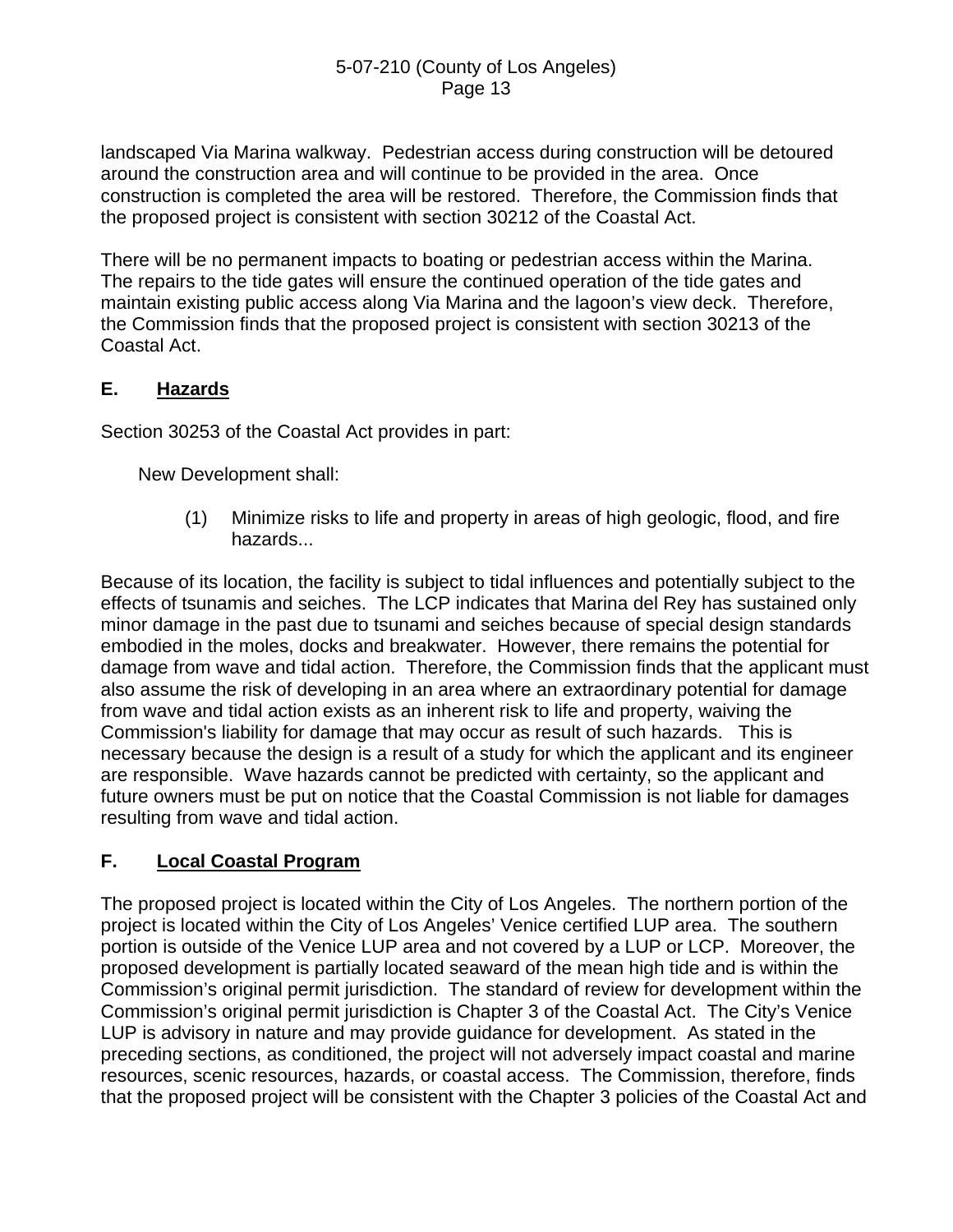landscaped Via Marina walkway. Pedestrian access during construction will be detoured around the construction area and will continue to be provided in the area. Once construction is completed the area will be restored. Therefore, the Commission finds that the proposed project is consistent with section 30212 of the Coastal Act.

There will be no permanent impacts to boating or pedestrian access within the Marina. The repairs to the tide gates will ensure the continued operation of the tide gates and maintain existing public access along Via Marina and the lagoon's view deck. Therefore, the Commission finds that the proposed project is consistent with section 30213 of the Coastal Act.

## E. Hazards

Section 30253 of the Coastal Act provides in part:

> New Development shall:
>
> (1) Minimize risks to life and property in areas of high geologic, flood, and fire hazards...

Because of its location, the facility is subject to tidal influences and potentially subject to the effects of tsunamis and seiches. The LCP indicates that Marina del Rey has sustained only minor damage in the past due to tsunami and seiches because of special design standards embodied in the moles, docks and breakwater. However, there remains the potential for damage from wave and tidal action. Therefore, the Commission finds that the applicant must also assume the risk of developing in an area where an extraordinary potential for damage from wave and tidal action exists as an inherent risk to life and property, waiving the Commission's liability for damage that may occur as result of such hazards. This is necessary because the design is a result of a study for which the applicant and its engineer are responsible. Wave hazards cannot be predicted with certainty, so the applicant and future owners must be put on notice that the Coastal Commission is not liable for damages resulting from wave and tidal action.

## F. Local Coastal Program

The proposed project is located within the City of Los Angeles. The northern portion of the project is located within the City of Los Angeles' Venice certified LUP area. The southern portion is outside of the Venice LUP area and not covered by a LUP or LCP. Moreover, the proposed development is partially located seaward of the mean high tide and is within the Commission's original permit jurisdiction. The standard of review for development within the Commission's original permit jurisdiction is Chapter 3 of the Coastal Act. The City's Venice LUP is advisory in nature and may provide guidance for development. As stated in the preceding sections, as conditioned, the project will not adversely impact coastal and marine resources, scenic resources, hazards, or coastal access. The Commission, therefore, finds that the proposed project will be consistent with the Chapter 3 policies of the Coastal Act and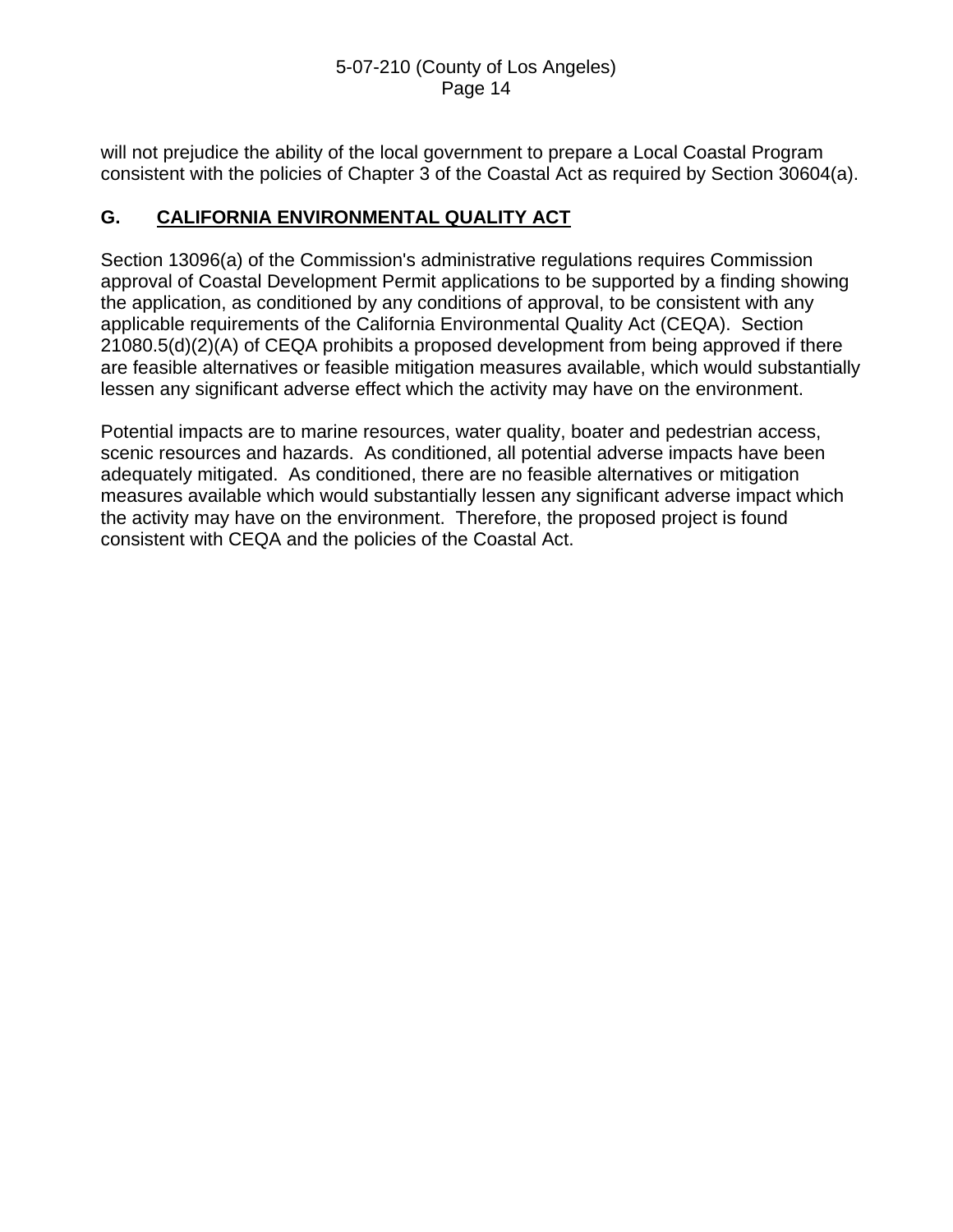will not prejudice the ability of the local government to prepare a Local Coastal Program consistent with the policies of Chapter 3 of the Coastal Act as required by Section 30604(a).

## G. CALIFORNIA ENVIRONMENTAL QUALITY ACT

Section 13096(a) of the Commission's administrative regulations requires Commission approval of Coastal Development Permit applications to be supported by a finding showing the application, as conditioned by any conditions of approval, to be consistent with any applicable requirements of the California Environmental Quality Act (CEQA). Section 21080.5(d)(2)(A) of CEQA prohibits a proposed development from being approved if there are feasible alternatives or feasible mitigation measures available, which would substantially lessen any significant adverse effect which the activity may have on the environment.

Potential impacts are to marine resources, water quality, boater and pedestrian access, scenic resources and hazards. As conditioned, all potential adverse impacts have been adequately mitigated. As conditioned, there are no feasible alternatives or mitigation measures available which would substantially lessen any significant adverse impact which the activity may have on the environment. Therefore, the proposed project is found consistent with CEQA and the policies of the Coastal Act.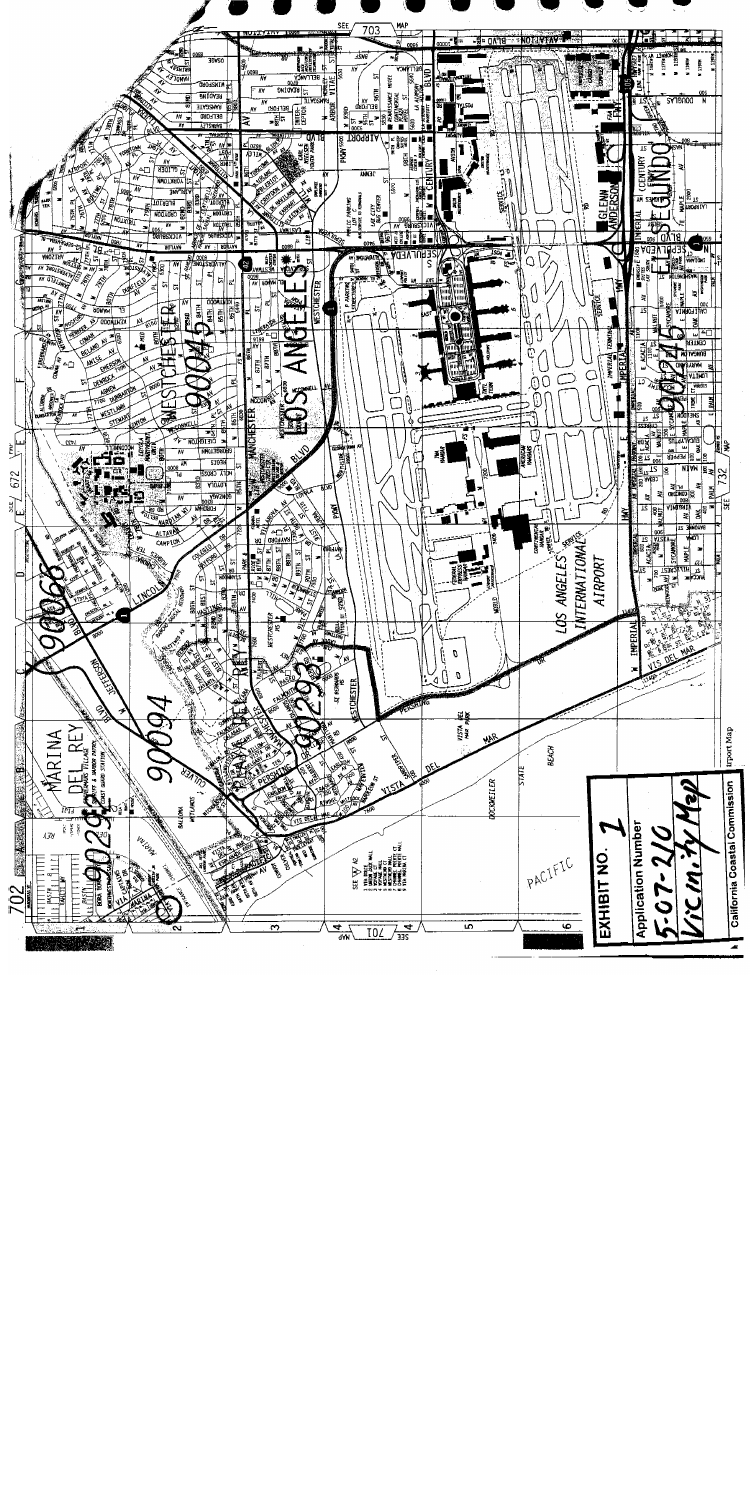**EXHIBIT NO. 1**

**Application Number**

5-07-210

Vicinity Map

**California Coastal Commission**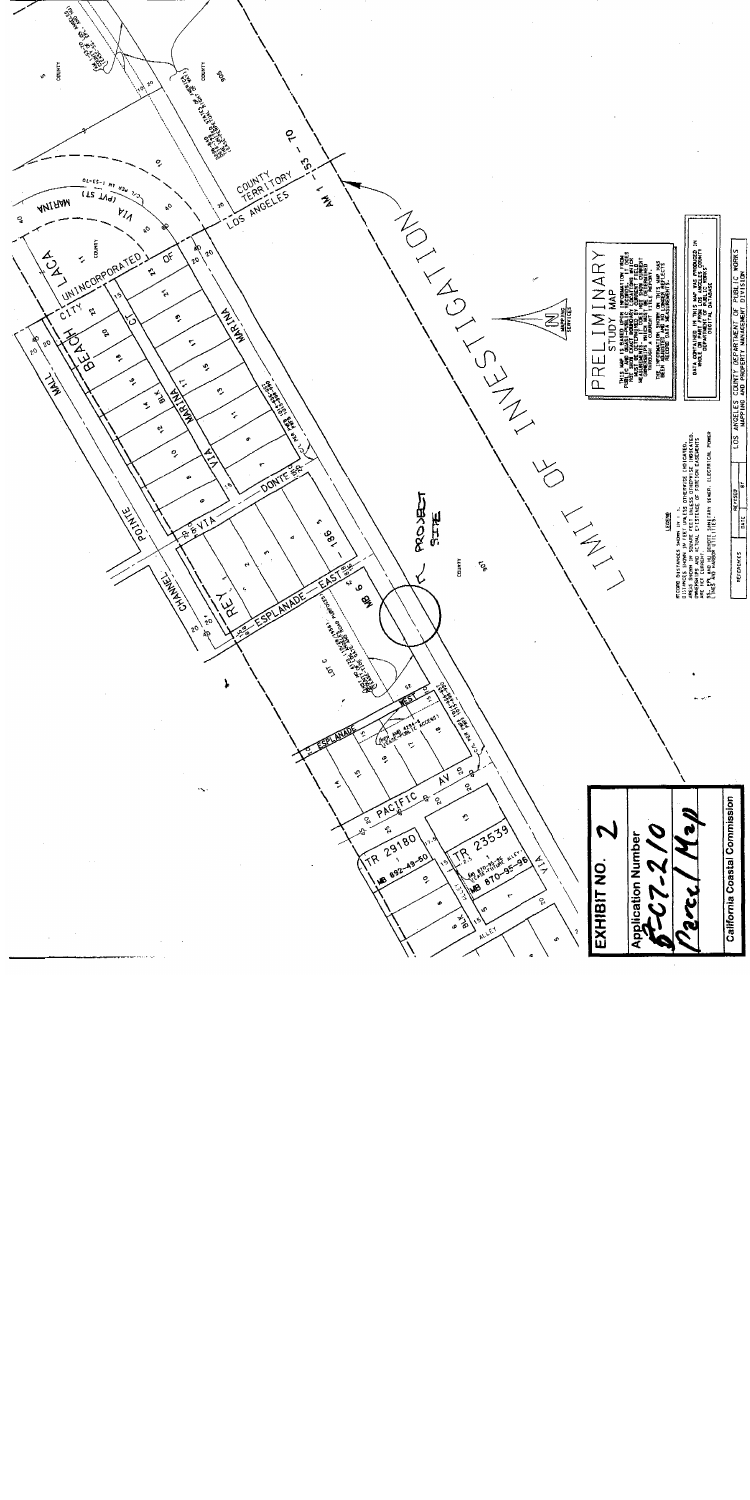# EXHIBIT NO. 2

**Application Number**

5-07-210

Parcel Map

**California Coastal Commission**

PRELIMINARY STUDY MAP

LIMIT OF INVESTIGATION

PROJECT SITE

COUNTY TERRITORY

LOS ANGELES

UNINCORPORATED

CITY OF

LOS ANGELES COUNTY DEPARTMENT OF PUBLIC WORKS
MAPPING AND PROPERTY MANAGEMENT DIVISION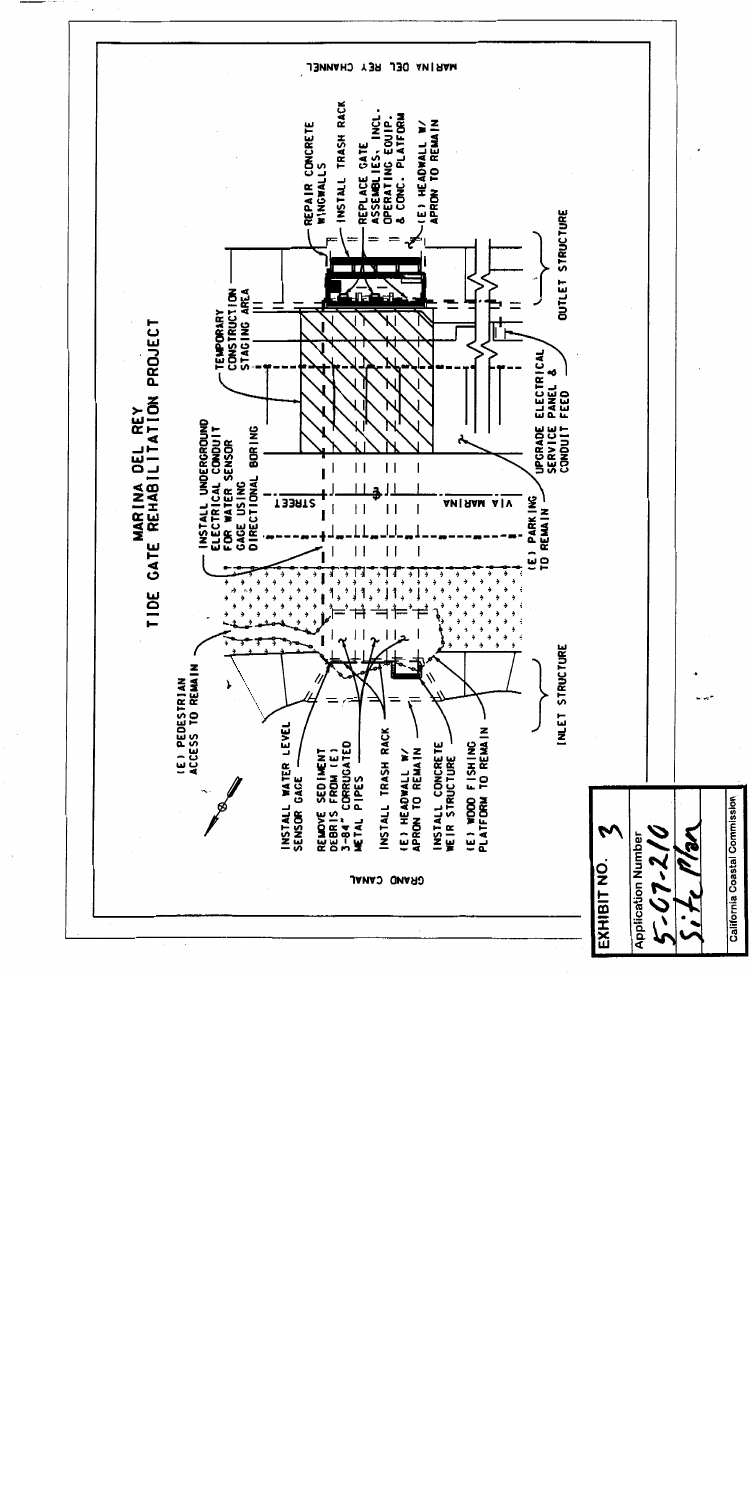# MARINA DEL REY
## TIDE GATE REHABILITATION PROJECT

GRAND CANAL

MARINA DEL REY CHANNEL

(E) PEDESTRIAN ACCESS TO REMAIN

INSTALL WATER LEVEL SENSOR GAGE

REMOVE SEDIMENT DEBRIS FROM (E) 3-84" CORRUGATED METAL PIPES

INSTALL TRASH RACK

(E) HEADWALL W/ APRON TO REMAIN

INSTALL CONCRETE WEIR STRUCTURE

(E) WOOD FISHING PLATFORM TO REMAIN

INLET STRUCTURE

INSTALL UNDERGROUND ELECTRICAL CONDUIT FOR WATER SENSOR GAGE USING DIRECTIONAL BORING

VIA MARINA STREET

(E) PARKING TO REMAIN

TEMPORARY CONSTRUCTION STAGING AREA

UPGRADE ELECTRICAL SERVICE PANEL & CONDUIT FEED

REPAIR CONCRETE WINGWALLS

INSTALL TRASH RACK

REPLACE GATE ASSEMBLIES, INCL. OPERATING EQUIP. & CONC. PLATFORM

(E) HEADWALL W/ APRON TO REMAIN

OUTLET STRUCTURE

EXHIBIT NO. 3

Application Number
5-07-210
Site Plan

California Coastal Commission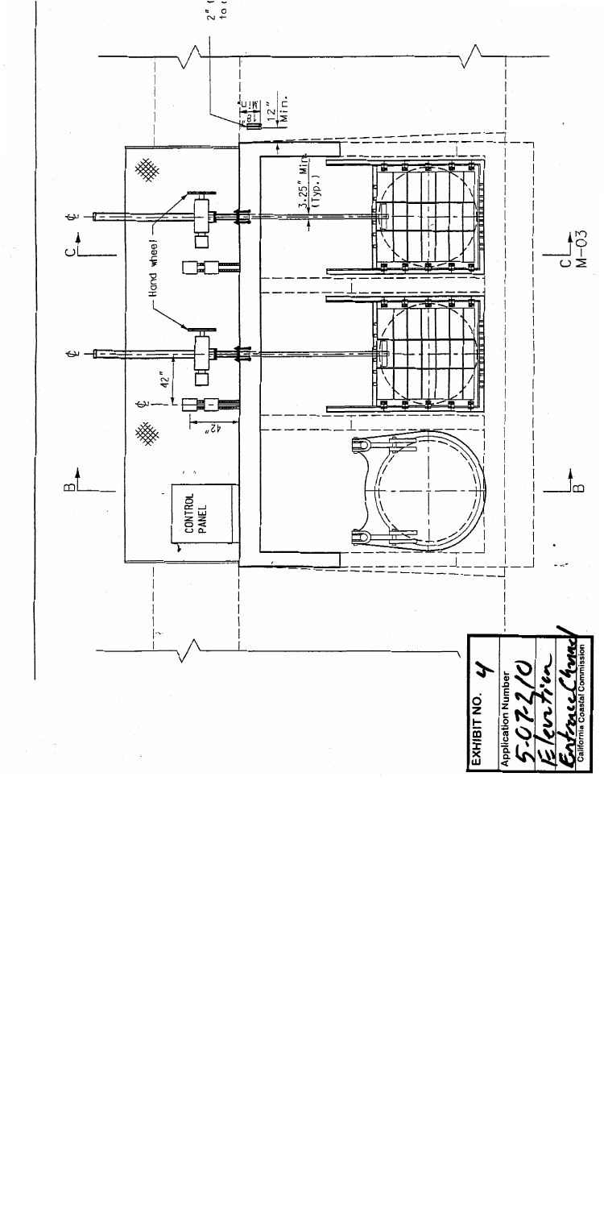CONTROL PANEL

Hand wheel

42"

42"

3.25" Min. (Typ.)

12" Min.

2"

B

B

C

C M-03

EXHIBIT NO. 4

Application Number

5-07-210

Elevation

Entrance Channel

California Coastal Commission